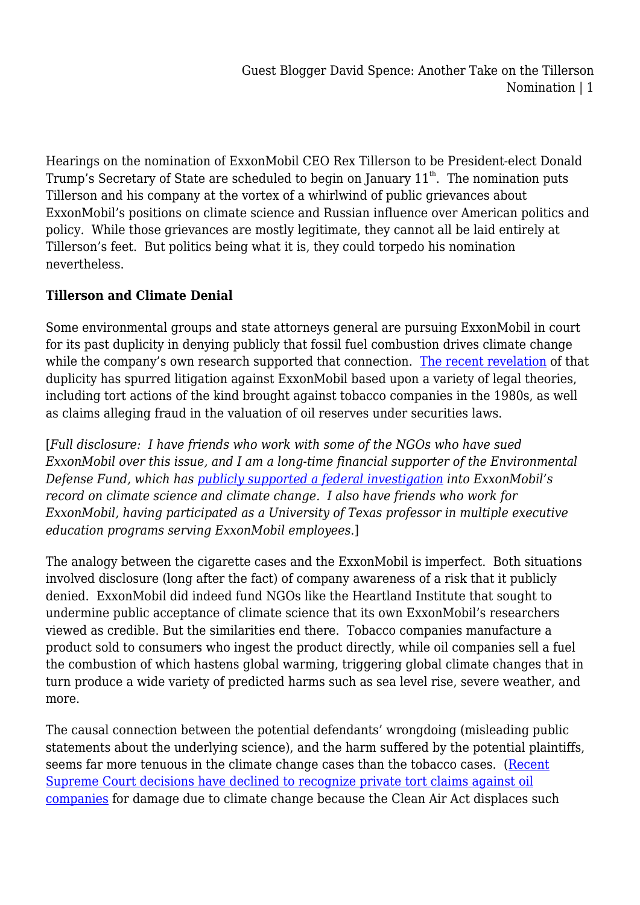Hearings on the nomination of ExxonMobil CEO Rex Tillerson to be President-elect Donald Trump's Secretary of State are scheduled to begin on January 11th. The nomination puts Tillerson and his company at the vortex of a whirlwind of public grievances about ExxonMobil's positions on climate science and Russian influence over American politics and policy. While those grievances are mostly legitimate, they cannot all be laid entirely at Tillerson's feet. But politics being what it is, they could torpedo his nomination nevertheless.

**Tillerson and Climate Denial**

Some environmental groups and state attorneys general are pursuing ExxonMobil in court for its past duplicity in denying publicly that fossil fuel combustion drives climate change while the company's own research supported that connection. The recent revelation of that duplicity has spurred litigation against ExxonMobil based upon a variety of legal theories, including tort actions of the kind brought against tobacco companies in the 1980s, as well as claims alleging fraud in the valuation of oil reserves under securities laws.

[*Full disclosure: I have friends who work with some of the NGOs who have sued ExxonMobil over this issue, and I am a long-time financial supporter of the Environmental Defense Fund, which has publicly supported a federal investigation into ExxonMobil's record on climate science and climate change. I also have friends who work for ExxonMobil, having participated as a University of Texas professor in multiple executive education programs serving ExxonMobil employees.*]

The analogy between the cigarette cases and the ExxonMobil is imperfect. Both situations involved disclosure (long after the fact) of company awareness of a risk that it publicly denied. ExxonMobil did indeed fund NGOs like the Heartland Institute that sought to undermine public acceptance of climate science that its own ExxonMobil's researchers viewed as credible. But the similarities end there. Tobacco companies manufacture a product sold to consumers who ingest the product directly, while oil companies sell a fuel the combustion of which hastens global warming, triggering global climate changes that in turn produce a wide variety of predicted harms such as sea level rise, severe weather, and more.

The causal connection between the potential defendants' wrongdoing (misleading public statements about the underlying science), and the harm suffered by the potential plaintiffs, seems far more tenuous in the climate change cases than the tobacco cases. (Recent Supreme Court decisions have declined to recognize private tort claims against oil companies for damage due to climate change because the Clean Air Act displaces such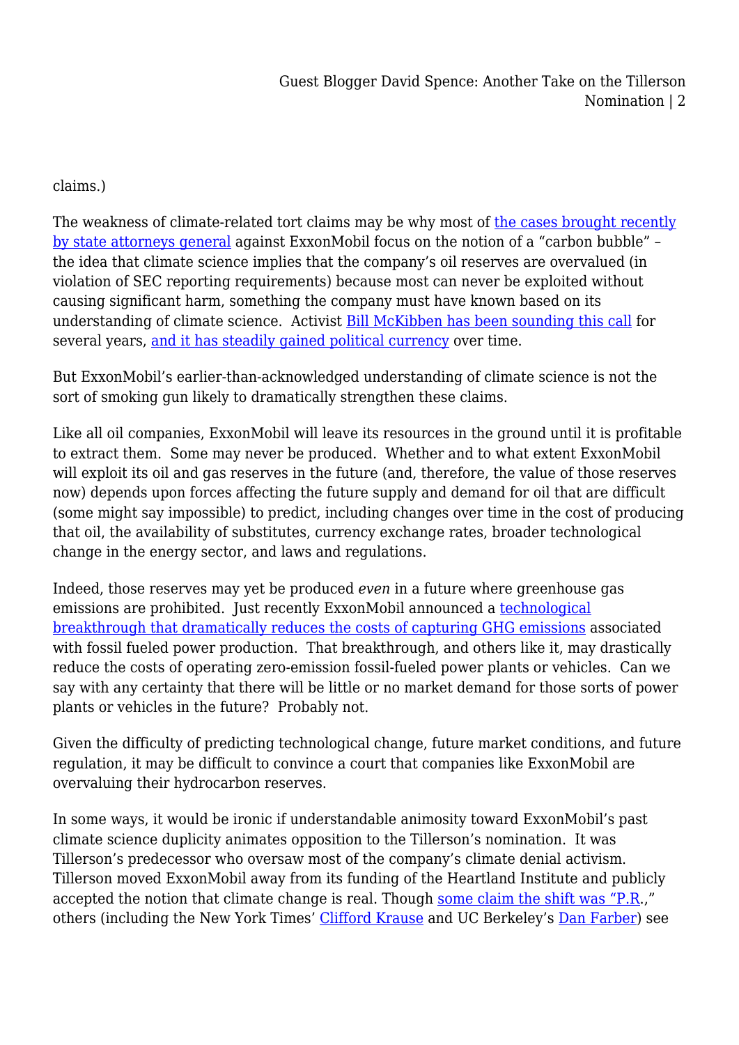claims.)

The weakness of climate-related tort claims may be why most of the cases brought recently by state attorneys general against ExxonMobil focus on the notion of a "carbon bubble" – the idea that climate science implies that the company's oil reserves are overvalued (in violation of SEC reporting requirements) because most can never be exploited without causing significant harm, something the company must have known based on its understanding of climate science. Activist Bill McKibben has been sounding this call for several years, and it has steadily gained political currency over time.

But ExxonMobil's earlier-than-acknowledged understanding of climate science is not the sort of smoking gun likely to dramatically strengthen these claims.

Like all oil companies, ExxonMobil will leave its resources in the ground until it is profitable to extract them. Some may never be produced. Whether and to what extent ExxonMobil will exploit its oil and gas reserves in the future (and, therefore, the value of those reserves now) depends upon forces affecting the future supply and demand for oil that are difficult (some might say impossible) to predict, including changes over time in the cost of producing that oil, the availability of substitutes, currency exchange rates, broader technological change in the energy sector, and laws and regulations.

Indeed, those reserves may yet be produced *even* in a future where greenhouse gas emissions are prohibited. Just recently ExxonMobil announced a technological breakthrough that dramatically reduces the costs of capturing GHG emissions associated with fossil fueled power production. That breakthrough, and others like it, may drastically reduce the costs of operating zero-emission fossil-fueled power plants or vehicles. Can we say with any certainty that there will be little or no market demand for those sorts of power plants or vehicles in the future? Probably not.

Given the difficulty of predicting technological change, future market conditions, and future regulation, it may be difficult to convince a court that companies like ExxonMobil are overvaluing their hydrocarbon reserves.

In some ways, it would be ironic if understandable animosity toward ExxonMobil's past climate science duplicity animates opposition to the Tillerson's nomination. It was Tillerson's predecessor who oversaw most of the company's climate denial activism. Tillerson moved ExxonMobil away from its funding of the Heartland Institute and publicly accepted the notion that climate change is real. Though some claim the shift was "P.R.," others (including the New York Times' Clifford Krause and UC Berkeley's Dan Farber) see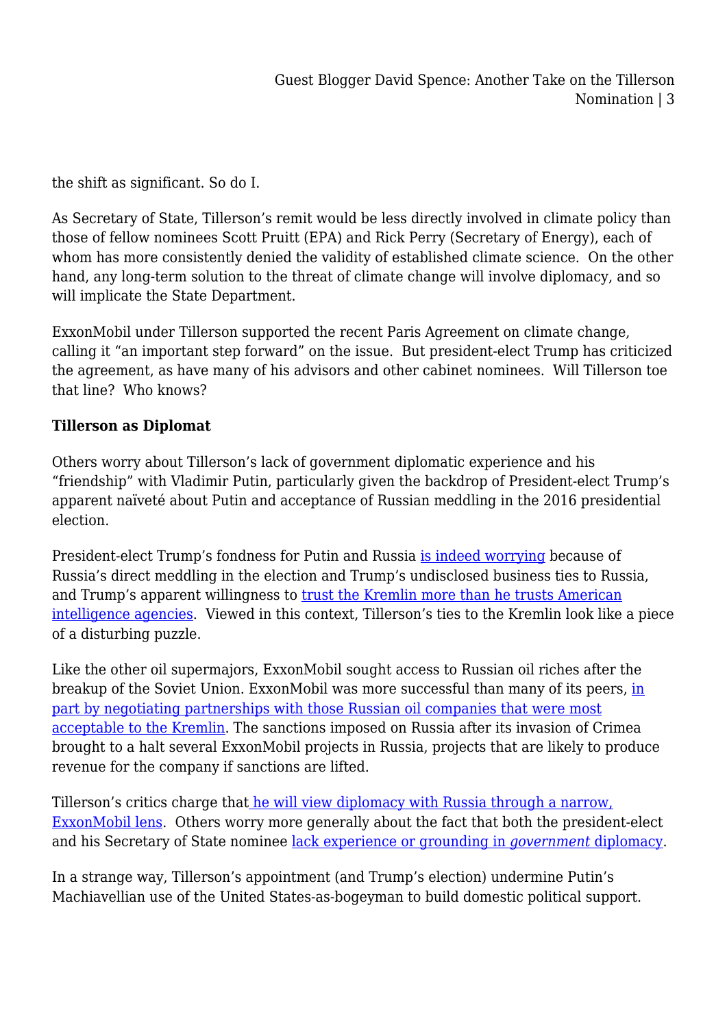the shift as significant. So do I.

As Secretary of State, Tillerson's remit would be less directly involved in climate policy than those of fellow nominees Scott Pruitt (EPA) and Rick Perry (Secretary of Energy), each of whom has more consistently denied the validity of established climate science. On the other hand, any long-term solution to the threat of climate change will involve diplomacy, and so will implicate the State Department.

ExxonMobil under Tillerson supported the recent Paris Agreement on climate change, calling it "an important step forward" on the issue. But president-elect Trump has criticized the agreement, as have many of his advisors and other cabinet nominees. Will Tillerson toe that line? Who knows?

**Tillerson as Diplomat**

Others worry about Tillerson's lack of government diplomatic experience and his "friendship" with Vladimir Putin, particularly given the backdrop of President-elect Trump's apparent naïveté about Putin and acceptance of Russian meddling in the 2016 presidential election.

President-elect Trump's fondness for Putin and Russia is indeed worrying because of Russia's direct meddling in the election and Trump's undisclosed business ties to Russia, and Trump's apparent willingness to trust the Kremlin more than he trusts American intelligence agencies. Viewed in this context, Tillerson's ties to the Kremlin look like a piece of a disturbing puzzle.

Like the other oil supermajors, ExxonMobil sought access to Russian oil riches after the breakup of the Soviet Union. ExxonMobil was more successful than many of its peers, in part by negotiating partnerships with those Russian oil companies that were most acceptable to the Kremlin. The sanctions imposed on Russia after its invasion of Crimea brought to a halt several ExxonMobil projects in Russia, projects that are likely to produce revenue for the company if sanctions are lifted.

Tillerson's critics charge that he will view diplomacy with Russia through a narrow, ExxonMobil lens. Others worry more generally about the fact that both the president-elect and his Secretary of State nominee lack experience or grounding in *government* diplomacy.

In a strange way, Tillerson's appointment (and Trump's election) undermine Putin's Machiavellian use of the United States-as-bogeyman to build domestic political support.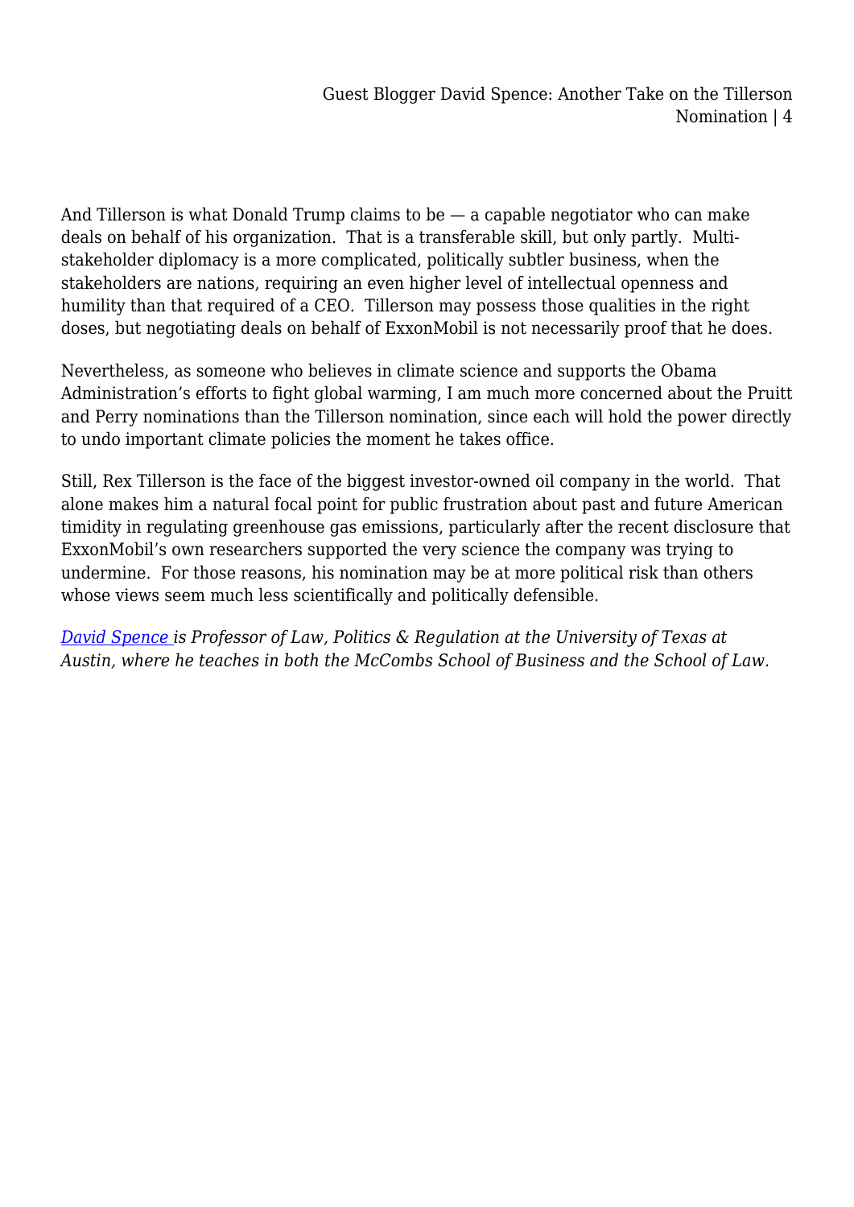And Tillerson is what Donald Trump claims to be — a capable negotiator who can make deals on behalf of his organization.  That is a transferable skill, but only partly.  Multi-stakeholder diplomacy is a more complicated, politically subtler business, when the stakeholders are nations, requiring an even higher level of intellectual openness and humility than that required of a CEO.  Tillerson may possess those qualities in the right doses, but negotiating deals on behalf of ExxonMobil is not necessarily proof that he does.

Nevertheless, as someone who believes in climate science and supports the Obama Administration's efforts to fight global warming, I am much more concerned about the Pruitt and Perry nominations than the Tillerson nomination, since each will hold the power directly to undo important climate policies the moment he takes office.

Still, Rex Tillerson is the face of the biggest investor-owned oil company in the world.  That alone makes him a natural focal point for public frustration about past and future American timidity in regulating greenhouse gas emissions, particularly after the recent disclosure that ExxonMobil's own researchers supported the very science the company was trying to undermine.  For those reasons, his nomination may be at more political risk than others whose views seem much less scientifically and politically defensible.

*David Spence is Professor of Law, Politics & Regulation at the University of Texas at Austin, where he teaches in both the McCombs School of Business and the School of Law.*